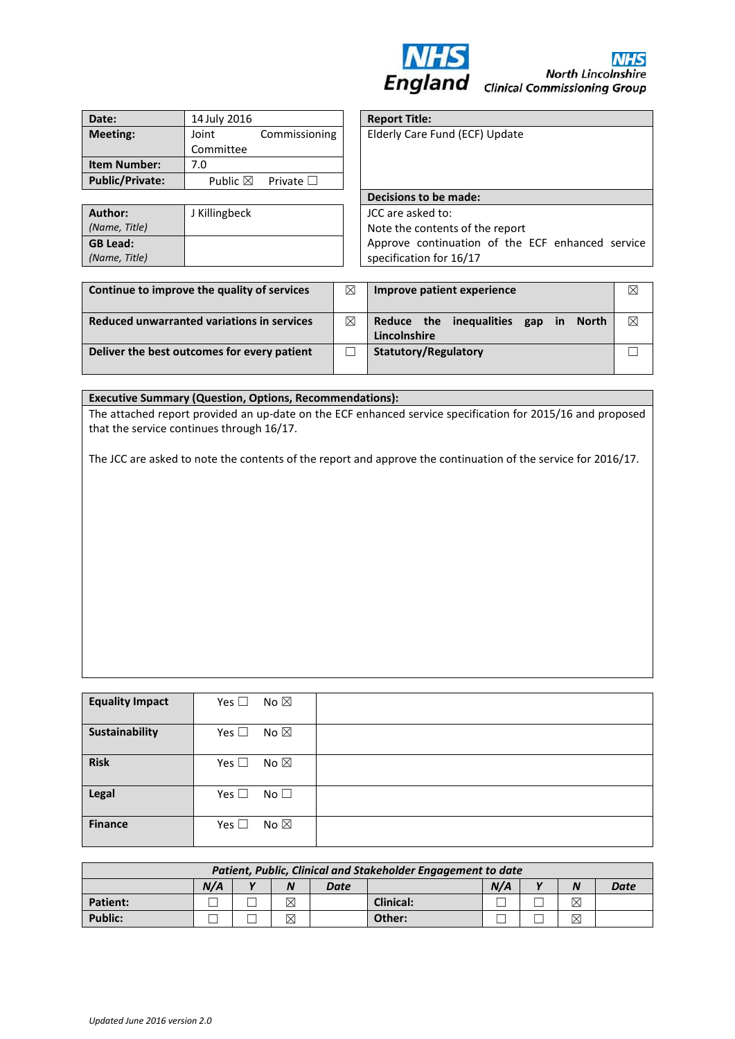NHS England

NHS North Lincolnshire Clinical Commissioning Group

| | |
|---|---|
| **Date:** | 14 July 2016 |
| **Meeting:** | Joint Commissioning Committee |
| **Item Number:** | 7.0 |
| **Public/Private:** | Public ☒ Private ☐ |

| | |
|---|---|
| **Author:** *(Name, Title)* | J Killingbeck |
| **GB Lead:** *(Name, Title)* | |

| **Report Title:** |
|---|
| Elderly Care Fund (ECF) Update |
| **Decisions to be made:** |
| JCC are asked to: Note the contents of the report Approve continuation of the ECF enhanced service specification for 16/17 |

| | | | |
|---|---|---|---|
| **Continue to improve the quality of services** | ☒ | **Improve patient experience** | ☒ |
| **Reduced unwarranted variations in services** | ☒ | **Reduce the inequalities gap in North Lincolnshire** | ☒ |
| **Deliver the best outcomes for every patient** | ☐ | **Statutory/Regulatory** | ☐ |

**Executive Summary (Question, Options, Recommendations):**

The attached report provided an up-date on the ECF enhanced service specification for 2015/16 and proposed that the service continues through 16/17.

The JCC are asked to note the contents of the report and approve the continuation of the service for 2016/17.

| | | | |
|---|---|---|---|
| **Equality Impact** | Yes ☐ | No ☒ | |
| **Sustainability** | Yes ☐ | No ☒ | |
| **Risk** | Yes ☐ | No ☒ | |
| **Legal** | Yes ☐ | No ☐ | |
| **Finance** | Yes ☐ | No ☒ | |

| ***Patient, Public, Clinical and Stakeholder Engagement to date*** | | | | | | | | | |
|---|---|---|---|---|---|---|---|---|---|
| | ***N/A*** | ***Y*** | ***N*** | ***Date*** | | ***N/A*** | ***Y*** | ***N*** | ***Date*** |
| **Patient:** | ☐ | ☐ | ☒ | | **Clinical:** | ☐ | ☐ | ☒ | |
| **Public:** | ☐ | ☐ | ☒ | | **Other:** | ☐ | ☐ | ☒ | |

*Updated June 2016 version 2.0*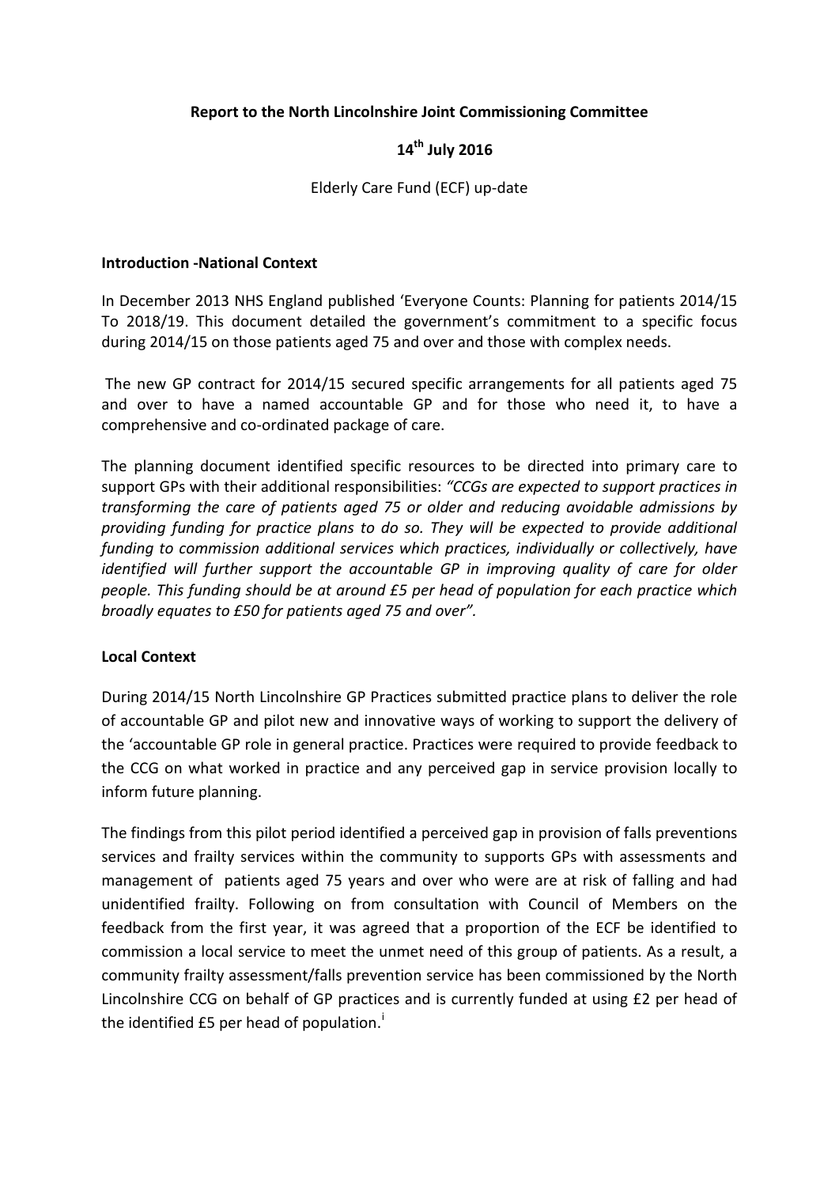**Report to the North Lincolnshire Joint Commissioning Committee**

**14th July 2016**

Elderly Care Fund (ECF) up-date

**Introduction -National Context**

In December 2013 NHS England published 'Everyone Counts: Planning for patients 2014/15 To 2018/19. This document detailed the government's commitment to a specific focus during 2014/15 on those patients aged 75 and over and those with complex needs.

The new GP contract for 2014/15 secured specific arrangements for all patients aged 75 and over to have a named accountable GP and for those who need it, to have a comprehensive and co-ordinated package of care.

The planning document identified specific resources to be directed into primary care to support GPs with their additional responsibilities: *"CCGs are expected to support practices in transforming the care of patients aged 75 or older and reducing avoidable admissions by providing funding for practice plans to do so. They will be expected to provide additional funding to commission additional services which practices, individually or collectively, have identified will further support the accountable GP in improving quality of care for older people. This funding should be at around £5 per head of population for each practice which broadly equates to £50 for patients aged 75 and over".*

**Local Context**

During 2014/15 North Lincolnshire GP Practices submitted practice plans to deliver the role of accountable GP and pilot new and innovative ways of working to support the delivery of the 'accountable GP role in general practice. Practices were required to provide feedback to the CCG on what worked in practice and any perceived gap in service provision locally to inform future planning.

The findings from this pilot period identified a perceived gap in provision of falls preventions services and frailty services within the community to supports GPs with assessments and management of patients aged 75 years and over who were are at risk of falling and had unidentified frailty. Following on from consultation with Council of Members on the feedback from the first year, it was agreed that a proportion of the ECF be identified to commission a local service to meet the unmet need of this group of patients. As a result, a community frailty assessment/falls prevention service has been commissioned by the North Lincolnshire CCG on behalf of GP practices and is currently funded at using £2 per head of the identified £5 per head of population.[i]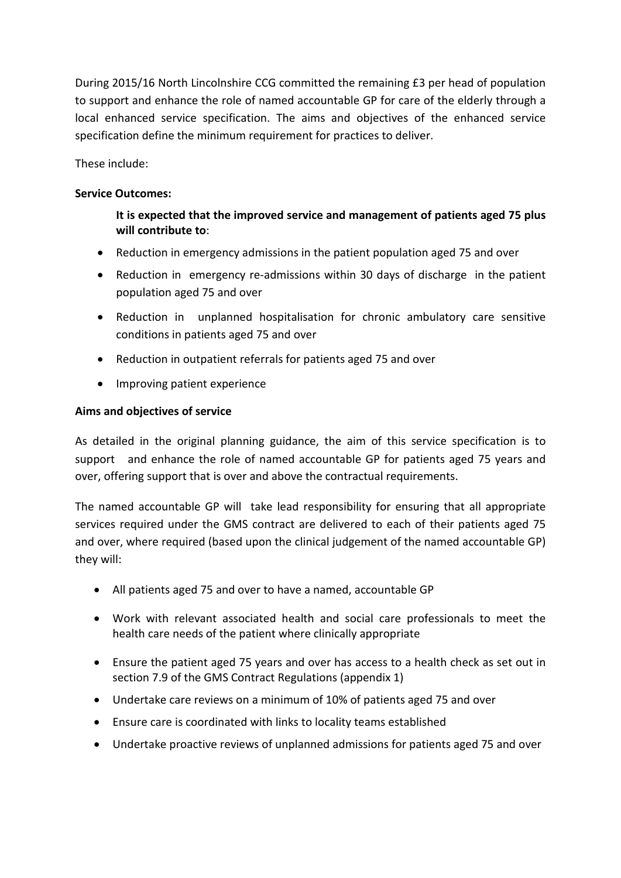During 2015/16 North Lincolnshire CCG committed the remaining £3 per head of population to support and enhance the role of named accountable GP for care of the elderly through a local enhanced service specification. The aims and objectives of the enhanced service specification define the minimum requirement for practices to deliver.

These include:

**Service Outcomes:**

**It is expected that the improved service and management of patients aged 75 plus will contribute to**:

- Reduction in emergency admissions in the patient population aged 75 and over
- Reduction in emergency re-admissions within 30 days of discharge in the patient population aged 75 and over
- Reduction in unplanned hospitalisation for chronic ambulatory care sensitive conditions in patients aged 75 and over
- Reduction in outpatient referrals for patients aged 75 and over
- Improving patient experience

**Aims and objectives of service**

As detailed in the original planning guidance, the aim of this service specification is to support and enhance the role of named accountable GP for patients aged 75 years and over, offering support that is over and above the contractual requirements.

The named accountable GP will take lead responsibility for ensuring that all appropriate services required under the GMS contract are delivered to each of their patients aged 75 and over, where required (based upon the clinical judgement of the named accountable GP) they will:

- All patients aged 75 and over to have a named, accountable GP
- Work with relevant associated health and social care professionals to meet the health care needs of the patient where clinically appropriate
- Ensure the patient aged 75 years and over has access to a health check as set out in section 7.9 of the GMS Contract Regulations (appendix 1)
- Undertake care reviews on a minimum of 10% of patients aged 75 and over
- Ensure care is coordinated with links to locality teams established
- Undertake proactive reviews of unplanned admissions for patients aged 75 and over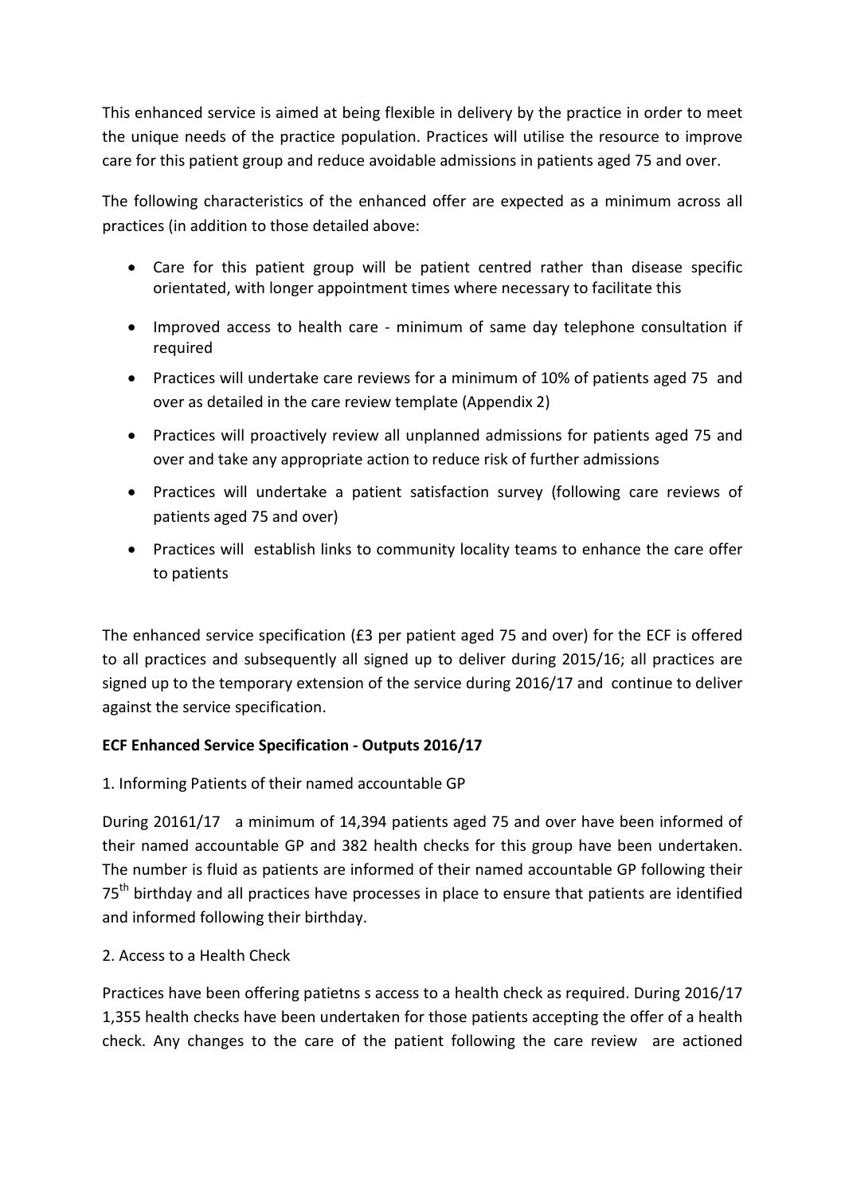This enhanced service is aimed at being flexible in delivery by the practice in order to meet the unique needs of the practice population. Practices will utilise the resource to improve care for this patient group and reduce avoidable admissions in patients aged 75 and over.

The following characteristics of the enhanced offer are expected as a minimum across all practices (in addition to those detailed above:

- Care for this patient group will be patient centred rather than disease specific orientated, with longer appointment times where necessary to facilitate this
- Improved access to health care - minimum of same day telephone consultation if required
- Practices will undertake care reviews for a minimum of 10% of patients aged 75 and over as detailed in the care review template (Appendix 2)
- Practices will proactively review all unplanned admissions for patients aged 75 and over and take any appropriate action to reduce risk of further admissions
- Practices will undertake a patient satisfaction survey (following care reviews of patients aged 75 and over)
- Practices will establish links to community locality teams to enhance the care offer to patients

The enhanced service specification (£3 per patient aged 75 and over) for the ECF is offered to all practices and subsequently all signed up to deliver during 2015/16; all practices are signed up to the temporary extension of the service during 2016/17 and continue to deliver against the service specification.

**ECF Enhanced Service Specification - Outputs 2016/17**

1. Informing Patients of their named accountable GP

During 20161/17 a minimum of 14,394 patients aged 75 and over have been informed of their named accountable GP and 382 health checks for this group have been undertaken. The number is fluid as patients are informed of their named accountable GP following their 75th birthday and all practices have processes in place to ensure that patients are identified and informed following their birthday.

2. Access to a Health Check

Practices have been offering patietns s access to a health check as required. During 2016/17 1,355 health checks have been undertaken for those patients accepting the offer of a health check. Any changes to the care of the patient following the care review are actioned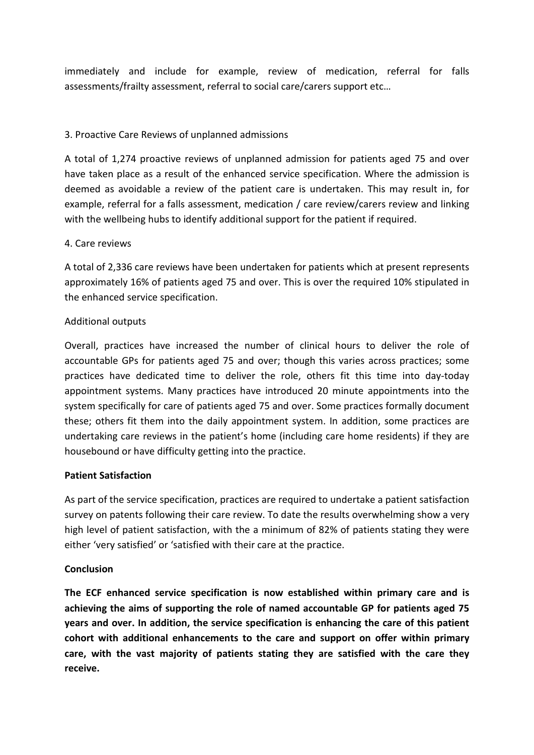immediately and include for example, review of medication, referral for falls assessments/frailty assessment, referral to social care/carers support etc…

3. Proactive Care Reviews of unplanned admissions

A total of 1,274 proactive reviews of unplanned admission for patients aged 75 and over have taken place as a result of the enhanced service specification. Where the admission is deemed as avoidable a review of the patient care is undertaken. This may result in, for example, referral for a falls assessment, medication / care review/carers review and linking with the wellbeing hubs to identify additional support for the patient if required.

4. Care reviews

A total of 2,336 care reviews have been undertaken for patients which at present represents approximately 16% of patients aged 75 and over. This is over the required 10% stipulated in the enhanced service specification.

Additional outputs

Overall, practices have increased the number of clinical hours to deliver the role of accountable GPs for patients aged 75 and over; though this varies across practices; some practices have dedicated time to deliver the role, others fit this time into day-today appointment systems. Many practices have introduced 20 minute appointments into the system specifically for care of patients aged 75 and over. Some practices formally document these; others fit them into the daily appointment system. In addition, some practices are undertaking care reviews in the patient's home (including care home residents) if they are housebound or have difficulty getting into the practice.

**Patient Satisfaction**

As part of the service specification, practices are required to undertake a patient satisfaction survey on patents following their care review. To date the results overwhelming show a very high level of patient satisfaction, with the a minimum of 82% of patients stating they were either 'very satisfied' or 'satisfied with their care at the practice.

**Conclusion**

**The ECF enhanced service specification is now established within primary care and is achieving the aims of supporting the role of named accountable GP for patients aged 75 years and over. In addition, the service specification is enhancing the care of this patient cohort with additional enhancements to the care and support on offer within primary care, with the vast majority of patients stating they are satisfied with the care they receive.**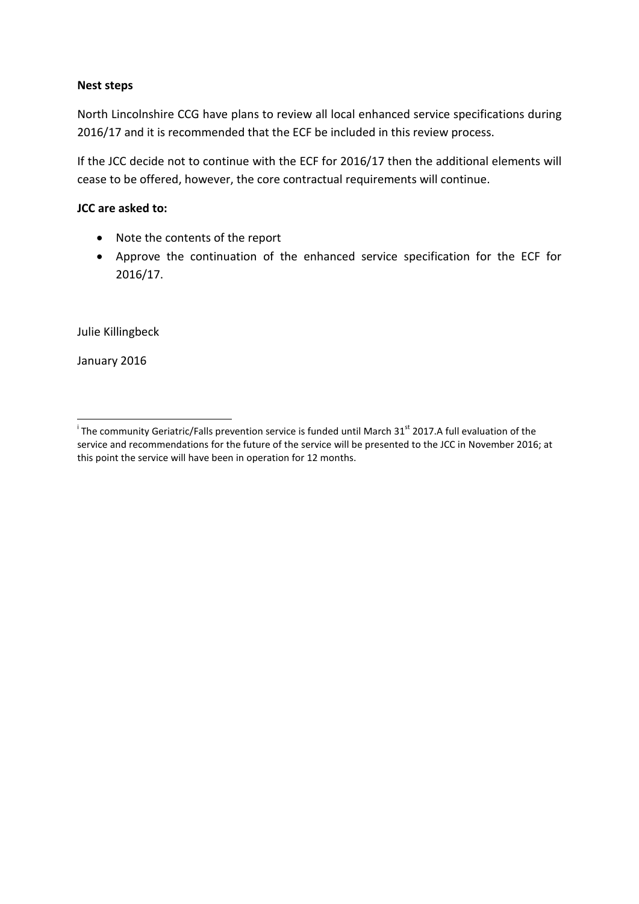**Nest steps**

North Lincolnshire CCG have plans to review all local enhanced service specifications during 2016/17 and it is recommended that the ECF be included in this review process.

If the JCC decide not to continue with the ECF for 2016/17 then the additional elements will cease to be offered, however, the core contractual requirements will continue.

**JCC are asked to:**

- Note the contents of the report
- Approve the continuation of the enhanced service specification for the ECF for 2016/17.

Julie Killingbeck

January 2016

---

[i] The community Geriatric/Falls prevention service is funded until March 31st 2017.A full evaluation of the service and recommendations for the future of the service will be presented to the JCC in November 2016; at this point the service will have been in operation for 12 months.